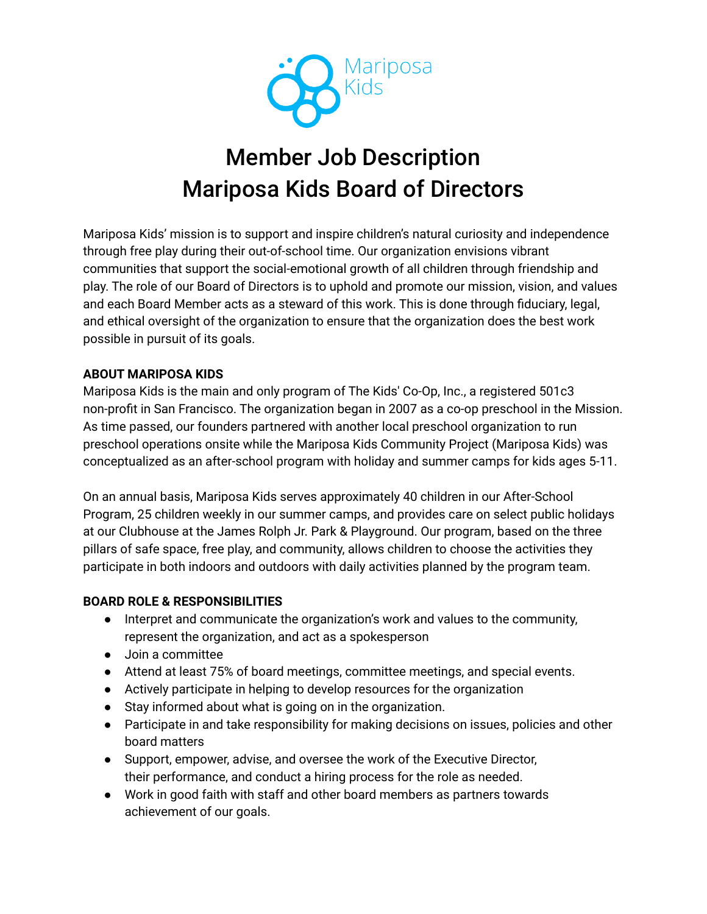# Member Job Description
# Mariposa Kids Board of Directors

Mariposa Kids' mission is to support and inspire children's natural curiosity and independence through free play during their out-of-school time. Our organization envisions vibrant communities that support the social-emotional growth of all children through friendship and play. The role of our Board of Directors is to uphold and promote our mission, vision, and values and each Board Member acts as a steward of this work. This is done through fiduciary, legal, and ethical oversight of the organization to ensure that the organization does the best work possible in pursuit of its goals.

**ABOUT MARIPOSA KIDS**

Mariposa Kids is the main and only program of The Kids' Co-Op, Inc., a registered 501c3 non-profit in San Francisco. The organization began in 2007 as a co-op preschool in the Mission. As time passed, our founders partnered with another local preschool organization to run preschool operations onsite while the Mariposa Kids Community Project (Mariposa Kids) was conceptualized as an after-school program with holiday and summer camps for kids ages 5-11.

On an annual basis, Mariposa Kids serves approximately 40 children in our After-School Program, 25 children weekly in our summer camps, and provides care on select public holidays at our Clubhouse at the James Rolph Jr. Park & Playground. Our program, based on the three pillars of safe space, free play, and community, allows children to choose the activities they participate in both indoors and outdoors with daily activities planned by the program team.

**BOARD ROLE & RESPONSIBILITIES**

- Interpret and communicate the organization's work and values to the community, represent the organization, and act as a spokesperson
- Join a committee
- Attend at least 75% of board meetings, committee meetings, and special events.
- Actively participate in helping to develop resources for the organization
- Stay informed about what is going on in the organization.
- Participate in and take responsibility for making decisions on issues, policies and other board matters
- Support, empower, advise, and oversee the work of the Executive Director, their performance, and conduct a hiring process for the role as needed.
- Work in good faith with staff and other board members as partners towards achievement of our goals.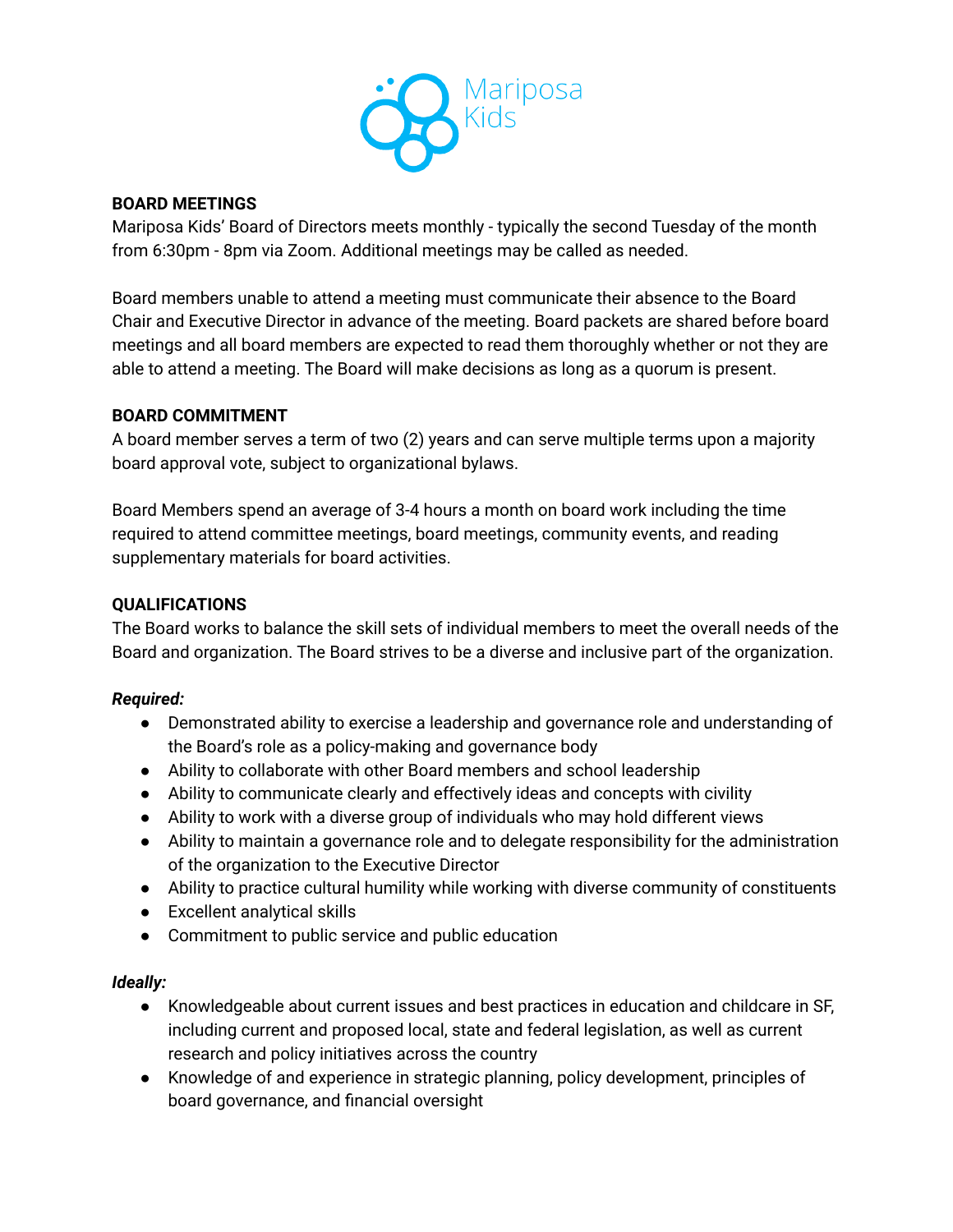## BOARD MEETINGS

Mariposa Kids' Board of Directors meets monthly - typically the second Tuesday of the month from 6:30pm - 8pm via Zoom. Additional meetings may be called as needed.

Board members unable to attend a meeting must communicate their absence to the Board Chair and Executive Director in advance of the meeting. Board packets are shared before board meetings and all board members are expected to read them thoroughly whether or not they are able to attend a meeting. The Board will make decisions as long as a quorum is present.

## BOARD COMMITMENT

A board member serves a term of two (2) years and can serve multiple terms upon a majority board approval vote, subject to organizational bylaws.

Board Members spend an average of 3-4 hours a month on board work including the time required to attend committee meetings, board meetings, community events, and reading supplementary materials for board activities.

## QUALIFICATIONS

The Board works to balance the skill sets of individual members to meet the overall needs of the Board and organization. The Board strives to be a diverse and inclusive part of the organization.

***Required:***

- Demonstrated ability to exercise a leadership and governance role and understanding of the Board's role as a policy-making and governance body
- Ability to collaborate with other Board members and school leadership
- Ability to communicate clearly and effectively ideas and concepts with civility
- Ability to work with a diverse group of individuals who may hold different views
- Ability to maintain a governance role and to delegate responsibility for the administration of the organization to the Executive Director
- Ability to practice cultural humility while working with diverse community of constituents
- Excellent analytical skills
- Commitment to public service and public education

***Ideally:***

- Knowledgeable about current issues and best practices in education and childcare in SF, including current and proposed local, state and federal legislation, as well as current research and policy initiatives across the country
- Knowledge of and experience in strategic planning, policy development, principles of board governance, and financial oversight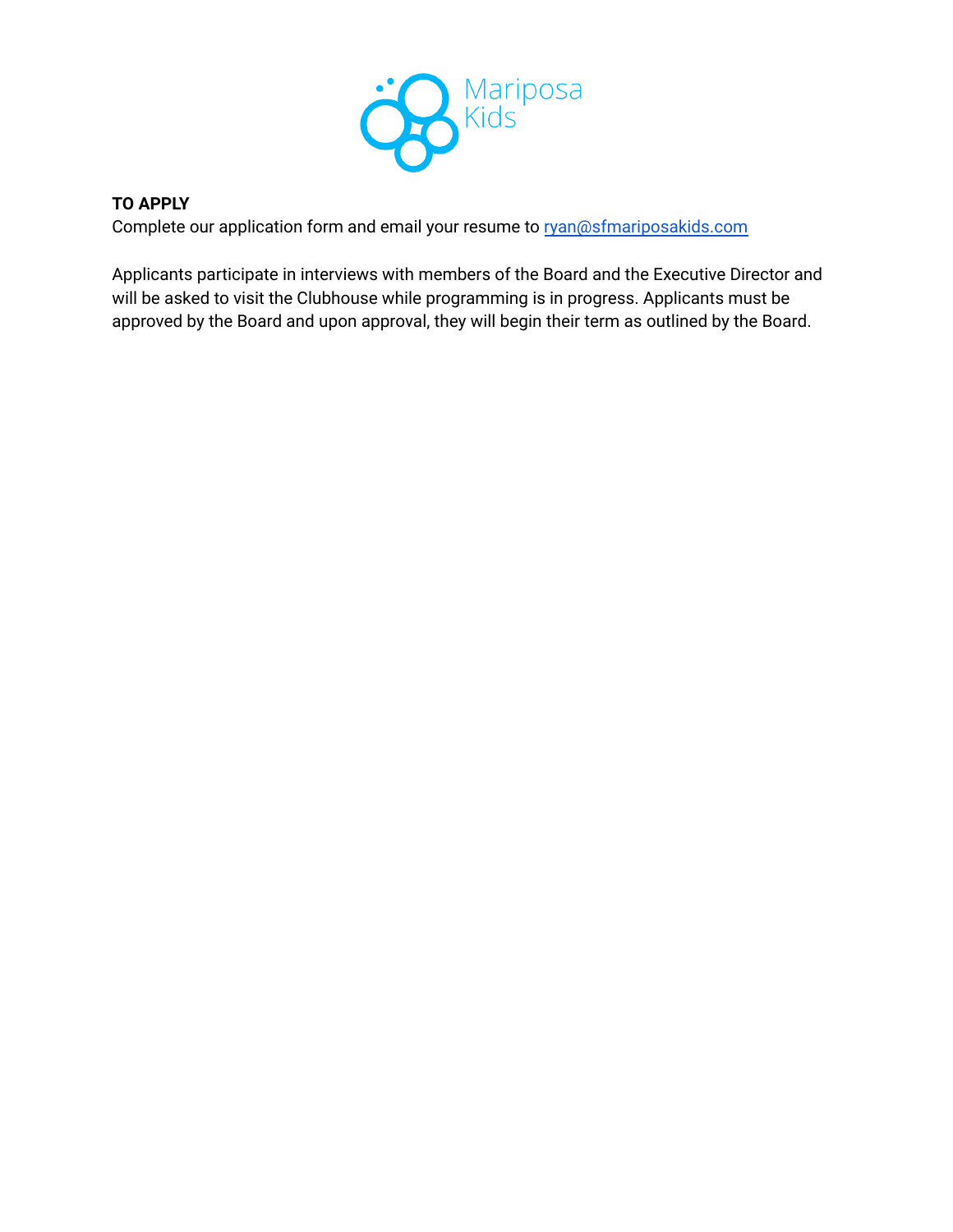Mariposa Kids

**TO APPLY**
Complete our application form and email your resume to [ryan@sfmariposakids.com](mailto:ryan@sfmariposakids.com)

Applicants participate in interviews with members of the Board and the Executive Director and will be asked to visit the Clubhouse while programming is in progress. Applicants must be approved by the Board and upon approval, they will begin their term as outlined by the Board.